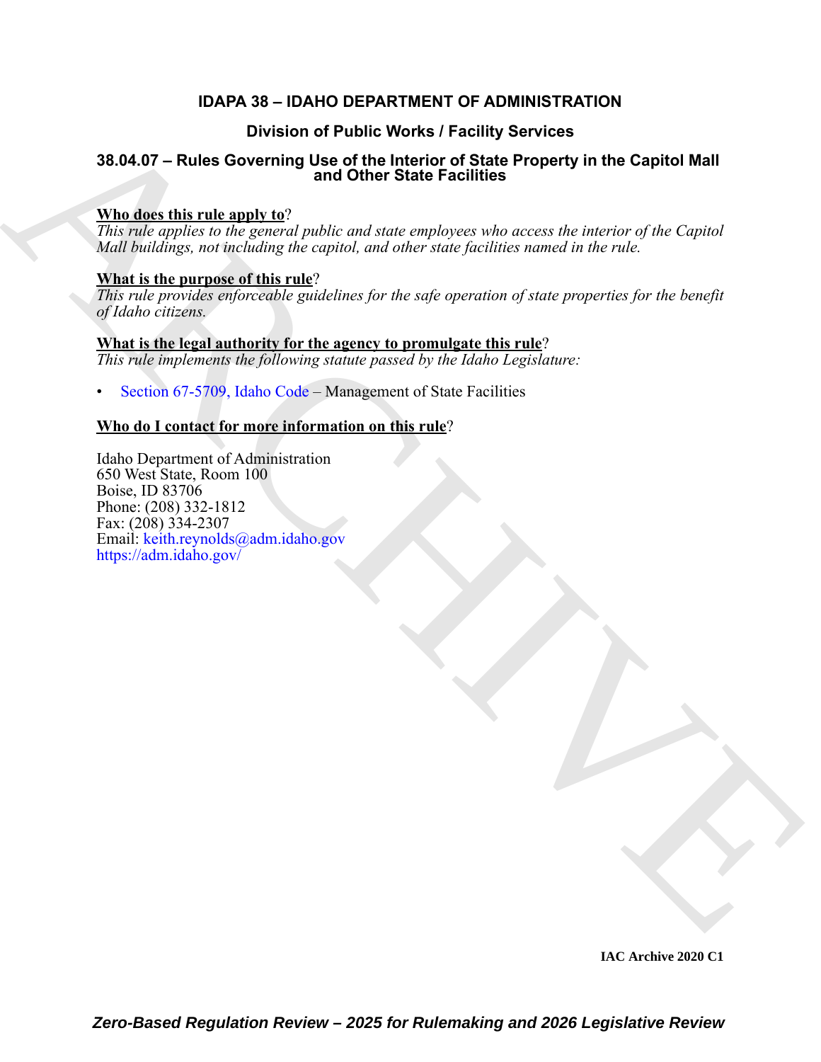# IDAPA 38 – IDAHO DEPARTMENT OF ADMINISTRATION

## Division of Public Works / Facility Services

## 38.04.07 – Rules Governing Use of the Interior of State Property in the Capitol Mall and Other State Facilities

**Who does this rule apply to**?

*This rule applies to the general public and state employees who access the interior of the Capitol Mall buildings, not including the capitol, and other state facilities named in the rule.*

**What is the purpose of this rule**?

*This rule provides enforceable guidelines for the safe operation of state properties for the benefit of Idaho citizens.*

**What is the legal authority for the agency to promulgate this rule**?

*This rule implements the following statute passed by the Idaho Legislature:*

- Section 67-5709, Idaho Code – Management of State Facilities

**Who do I contact for more information on this rule**?

Idaho Department of Administration
650 West State, Room 100
Boise, ID 83706
Phone: (208) 332-1812
Fax: (208) 334-2307
Email: keith.reynolds@adm.idaho.gov
https://adm.idaho.gov/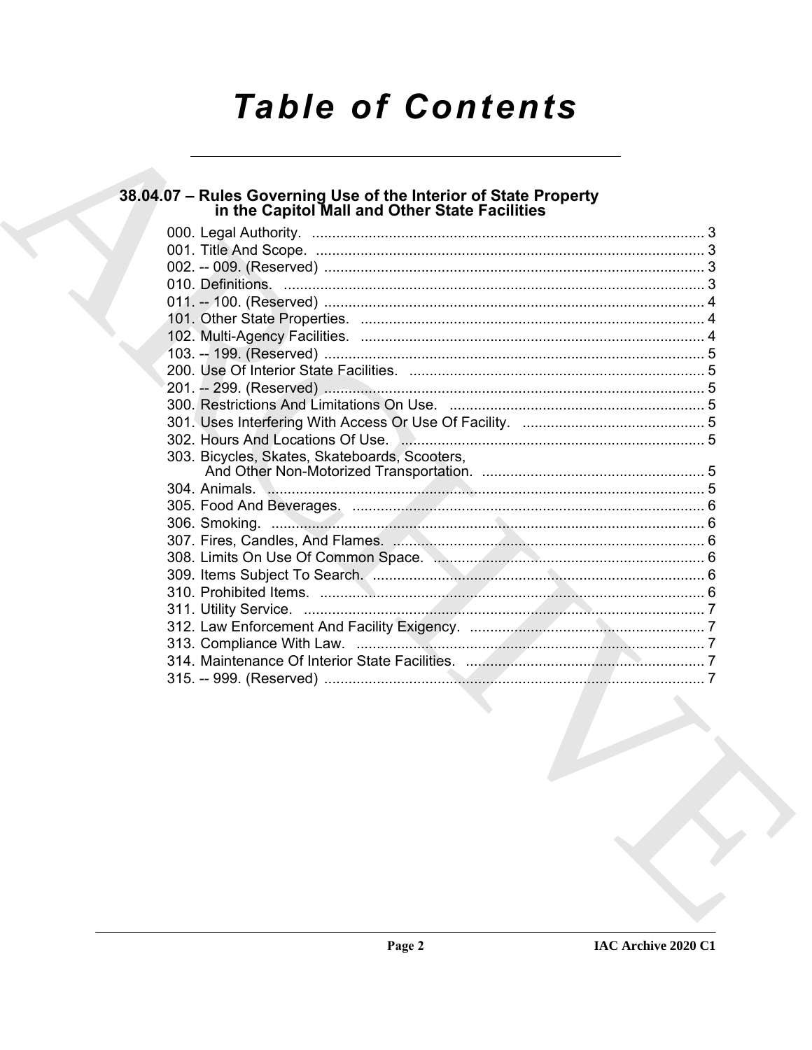# Table of Contents

## 38.04.07 – Rules Governing Use of the Interior of State Property in the Capitol Mall and Other State Facilities

000. Legal Authority. ................................................................................................ 3
001. Title And Scope. ................................................................................................ 3
002. -- 009. (Reserved) .............................................................................................. 3
010. Definitions. ....................................................................................................... 3
011. -- 100. (Reserved) .............................................................................................. 4
101. Other State Properties. ..................................................................................... 4
102. Multi-Agency Facilities. ..................................................................................... 4
103. -- 199. (Reserved) .............................................................................................. 5
200. Use Of Interior State Facilities. ......................................................................... 5
201. -- 299. (Reserved) .............................................................................................. 5
300. Restrictions And Limitations On Use. ............................................................... 5
301. Uses Interfering With Access Or Use Of Facility. ............................................. 5
302. Hours And Locations Of Use. ........................................................................... 5
303. Bicycles, Skates, Skateboards, Scooters, And Other Non-Motorized Transportation. ....................................................... 5
304. Animals. ............................................................................................................ 5
305. Food And Beverages. ....................................................................................... 6
306. Smoking. ........................................................................................................... 6
307. Fires, Candles, And Flames. ............................................................................. 6
308. Limits On Use Of Common Space. ................................................................... 6
309. Items Subject To Search. .................................................................................. 6
310. Prohibited Items. ............................................................................................... 6
311. Utility Service. ................................................................................................... 7
312. Law Enforcement And Facility Exigency. .......................................................... 7
313. Compliance With Law. ...................................................................................... 7
314. Maintenance Of Interior State Facilities. ........................................................... 7
315. -- 999. (Reserved) .............................................................................................. 7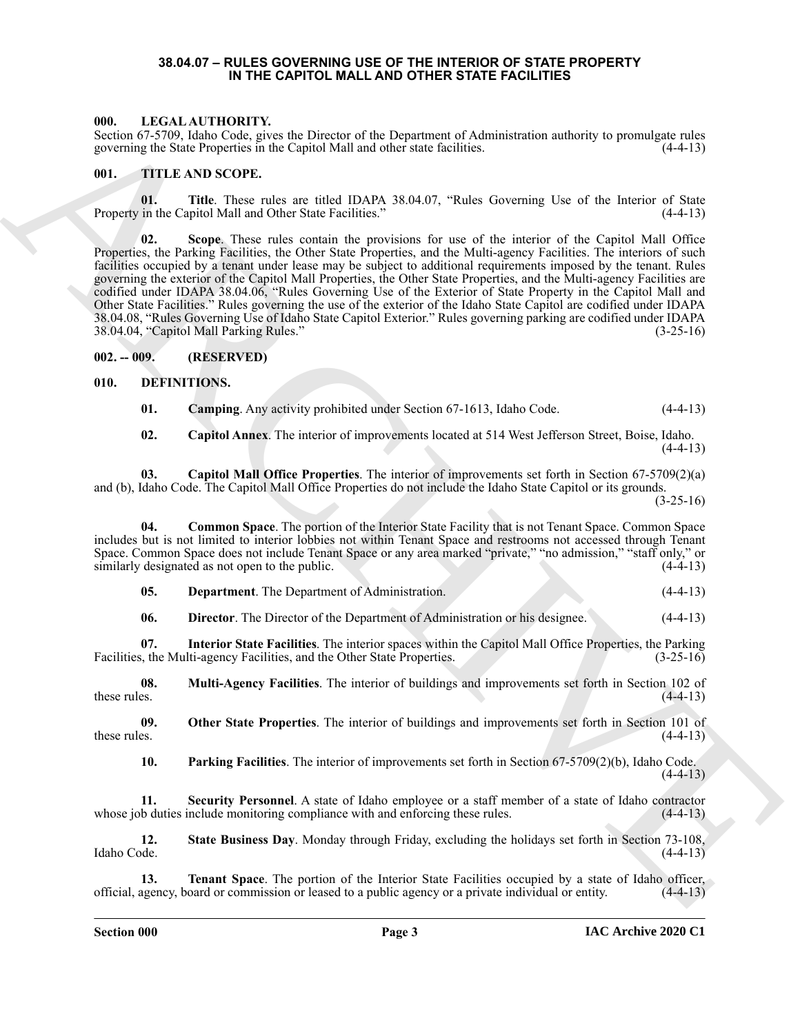# 38.04.07 – RULES GOVERNING USE OF THE INTERIOR OF STATE PROPERTY IN THE CAPITOL MALL AND OTHER STATE FACILITIES

## 000. LEGAL AUTHORITY.

Section 67-5709, Idaho Code, gives the Director of the Department of Administration authority to promulgate rules governing the State Properties in the Capitol Mall and other state facilities. (4-4-13)

## 001. TITLE AND SCOPE.

**01. Title**. These rules are titled IDAPA 38.04.07, "Rules Governing Use of the Interior of State Property in the Capitol Mall and Other State Facilities." (4-4-13)

**02. Scope**. These rules contain the provisions for use of the interior of the Capitol Mall Office Properties, the Parking Facilities, the Other State Properties, and the Multi-agency Facilities. The interiors of such facilities occupied by a tenant under lease may be subject to additional requirements imposed by the tenant. Rules governing the exterior of the Capitol Mall Properties, the Other State Properties, and the Multi-agency Facilities are codified under IDAPA 38.04.06, "Rules Governing Use of the Exterior of State Property in the Capitol Mall and Other State Facilities." Rules governing the use of the exterior of the Idaho State Capitol are codified under IDAPA 38.04.08, "Rules Governing Use of Idaho State Capitol Exterior." Rules governing parking are codified under IDAPA 38.04.04, "Capitol Mall Parking Rules." (3-25-16)

## 002. -- 009. (RESERVED)

## 010. DEFINITIONS.

**01. Camping**. Any activity prohibited under Section 67-1613, Idaho Code. (4-4-13)

**02. Capitol Annex**. The interior of improvements located at 514 West Jefferson Street, Boise, Idaho. (4-4-13)

**03. Capitol Mall Office Properties**. The interior of improvements set forth in Section 67-5709(2)(a) and (b), Idaho Code. The Capitol Mall Office Properties do not include the Idaho State Capitol or its grounds. (3-25-16)

**04. Common Space**. The portion of the Interior State Facility that is not Tenant Space. Common Space includes but is not limited to interior lobbies not within Tenant Space and restrooms not accessed through Tenant Space. Common Space does not include Tenant Space or any area marked "private," "no admission," "staff only," or similarly designated as not open to the public. (4-4-13)

**05. Department**. The Department of Administration. (4-4-13)

**06. Director**. The Director of the Department of Administration or his designee. (4-4-13)

**07. Interior State Facilities**. The interior spaces within the Capitol Mall Office Properties, the Parking Facilities, the Multi-agency Facilities, and the Other State Properties. (3-25-16)

**08. Multi-Agency Facilities**. The interior of buildings and improvements set forth in Section 102 of these rules. (4-4-13)

**09. Other State Properties**. The interior of buildings and improvements set forth in Section 101 of these rules. (4-4-13)

**10. Parking Facilities**. The interior of improvements set forth in Section 67-5709(2)(b), Idaho Code. (4-4-13)

**11. Security Personnel**. A state of Idaho employee or a staff member of a state of Idaho contractor whose job duties include monitoring compliance with and enforcing these rules. (4-4-13)

**12. State Business Day**. Monday through Friday, excluding the holidays set forth in Section 73-108, Idaho Code. (4-4-13)

**13. Tenant Space**. The portion of the Interior State Facilities occupied by a state of Idaho officer, official, agency, board or commission or leased to a public agency or a private individual or entity. (4-4-13)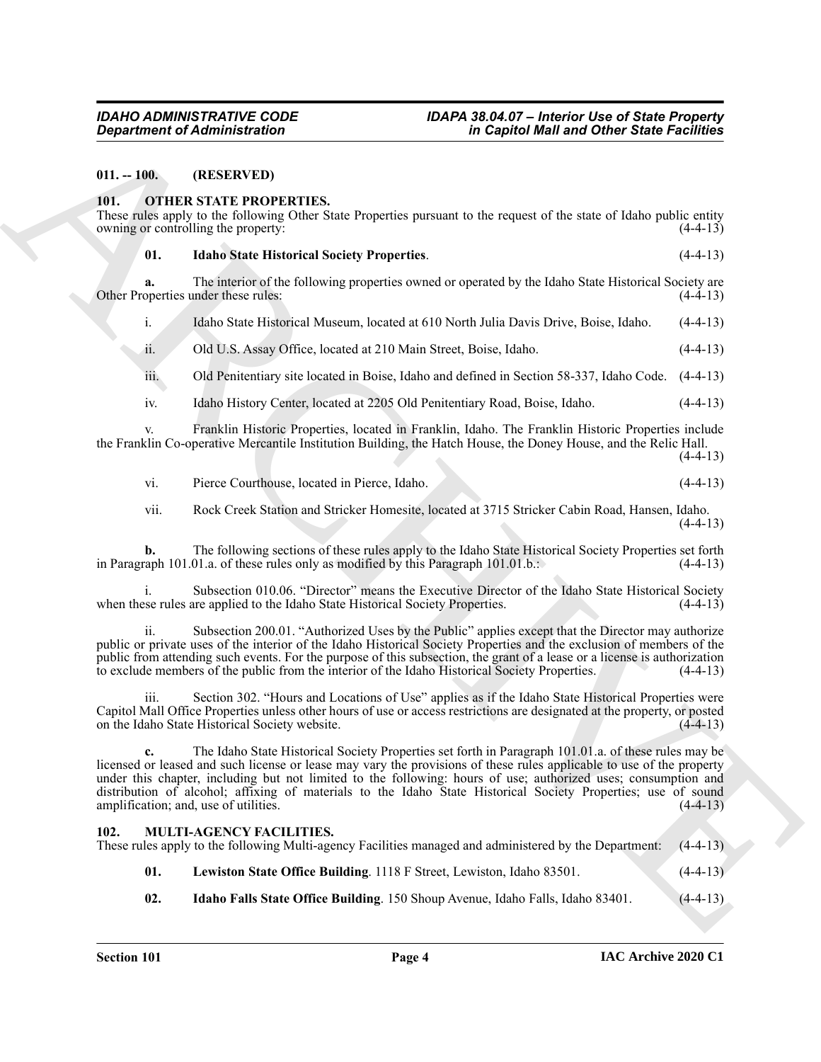**011. -- 100. (RESERVED)**

**101. OTHER STATE PROPERTIES.**

These rules apply to the following Other State Properties pursuant to the request of the state of Idaho public entity owning or controlling the property: (4-4-13)

**01. Idaho State Historical Society Properties**. (4-4-13)

**a.** The interior of the following properties owned or operated by the Idaho State Historical Society are Other Properties under these rules: (4-4-13)

i. Idaho State Historical Museum, located at 610 North Julia Davis Drive, Boise, Idaho. (4-4-13)

ii. Old U.S. Assay Office, located at 210 Main Street, Boise, Idaho. (4-4-13)

iii. Old Penitentiary site located in Boise, Idaho and defined in Section 58-337, Idaho Code. (4-4-13)

iv. Idaho History Center, located at 2205 Old Penitentiary Road, Boise, Idaho. (4-4-13)

v. Franklin Historic Properties, located in Franklin, Idaho. The Franklin Historic Properties include the Franklin Co-operative Mercantile Institution Building, the Hatch House, the Doney House, and the Relic Hall. (4-4-13)

vi. Pierce Courthouse, located in Pierce, Idaho. (4-4-13)

vii. Rock Creek Station and Stricker Homesite, located at 3715 Stricker Cabin Road, Hansen, Idaho. (4-4-13)

**b.** The following sections of these rules apply to the Idaho State Historical Society Properties set forth in Paragraph 101.01.a. of these rules only as modified by this Paragraph 101.01.b.: (4-4-13)

i. Subsection 010.06. "Director" means the Executive Director of the Idaho State Historical Society when these rules are applied to the Idaho State Historical Society Properties. (4-4-13)

ii. Subsection 200.01. "Authorized Uses by the Public" applies except that the Director may authorize public or private uses of the interior of the Idaho Historical Society Properties and the exclusion of members of the public from attending such events. For the purpose of this subsection, the grant of a lease or a license is authorization to exclude members of the public from the interior of the Idaho Historical Society Properties. (4-4-13)

iii. Section 302. "Hours and Locations of Use" applies as if the Idaho State Historical Properties were Capitol Mall Office Properties unless other hours of use or access restrictions are designated at the property, or posted on the Idaho State Historical Society website. (4-4-13)

**c.** The Idaho State Historical Society Properties set forth in Paragraph 101.01.a. of these rules may be licensed or leased and such license or lease may vary the provisions of these rules applicable to use of the property under this chapter, including but not limited to the following: hours of use; authorized uses; consumption and distribution of alcohol; affixing of materials to the Idaho State Historical Society Properties; use of sound amplification; and, use of utilities. (4-4-13)

**102. MULTI-AGENCY FACILITIES.**

These rules apply to the following Multi-agency Facilities managed and administered by the Department: (4-4-13)

**01. Lewiston State Office Building**. 1118 F Street, Lewiston, Idaho 83501. (4-4-13)

**02. Idaho Falls State Office Building**. 150 Shoup Avenue, Idaho Falls, Idaho 83401. (4-4-13)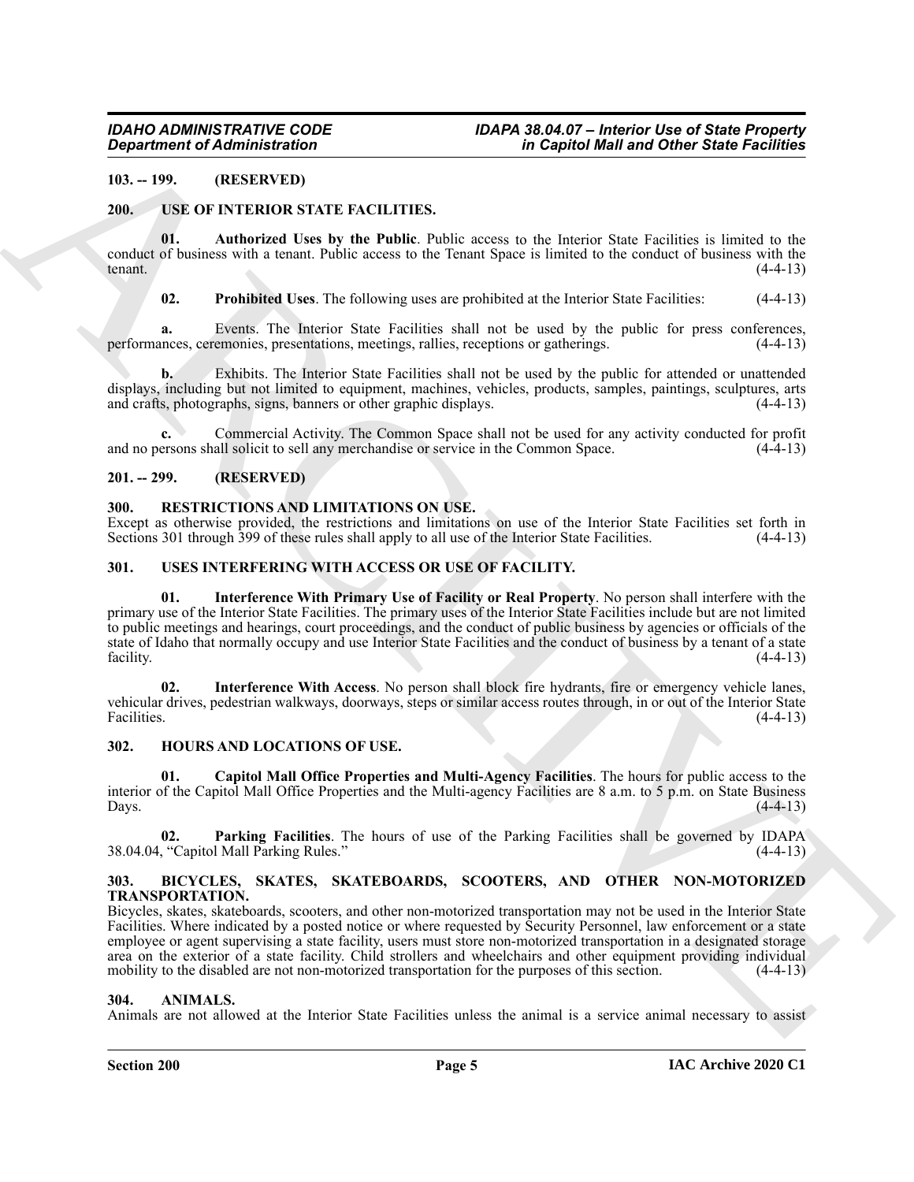**103. -- 199. (RESERVED)**

**200. USE OF INTERIOR STATE FACILITIES.**

**01. Authorized Uses by the Public**. Public access to the Interior State Facilities is limited to the conduct of business with a tenant. Public access to the Tenant Space is limited to the conduct of business with the tenant. (4-4-13)

**02. Prohibited Uses**. The following uses are prohibited at the Interior State Facilities: (4-4-13)

**a.** Events. The Interior State Facilities shall not be used by the public for press conferences, performances, ceremonies, presentations, meetings, rallies, receptions or gatherings. (4-4-13)

**b.** Exhibits. The Interior State Facilities shall not be used by the public for attended or unattended displays, including but not limited to equipment, machines, vehicles, products, samples, paintings, sculptures, arts and crafts, photographs, signs, banners or other graphic displays. (4-4-13)

**c.** Commercial Activity. The Common Space shall not be used for any activity conducted for profit and no persons shall solicit to sell any merchandise or service in the Common Space. (4-4-13)

**201. -- 299. (RESERVED)**

**300. RESTRICTIONS AND LIMITATIONS ON USE.**

Except as otherwise provided, the restrictions and limitations on use of the Interior State Facilities set forth in Sections 301 through 399 of these rules shall apply to all use of the Interior State Facilities. (4-4-13)

**301. USES INTERFERING WITH ACCESS OR USE OF FACILITY.**

**01. Interference With Primary Use of Facility or Real Property**. No person shall interfere with the primary use of the Interior State Facilities. The primary uses of the Interior State Facilities include but are not limited to public meetings and hearings, court proceedings, and the conduct of public business by agencies or officials of the state of Idaho that normally occupy and use Interior State Facilities and the conduct of business by a tenant of a state facility. (4-4-13)

**02. Interference With Access**. No person shall block fire hydrants, fire or emergency vehicle lanes, vehicular drives, pedestrian walkways, doorways, steps or similar access routes through, in or out of the Interior State Facilities. (4-4-13)

**302. HOURS AND LOCATIONS OF USE.**

**01. Capitol Mall Office Properties and Multi-Agency Facilities**. The hours for public access to the interior of the Capitol Mall Office Properties and the Multi-agency Facilities are 8 a.m. to 5 p.m. on State Business Days. (4-4-13)

**02. Parking Facilities**. The hours of use of the Parking Facilities shall be governed by IDAPA 38.04.04, "Capitol Mall Parking Rules." (4-4-13)

**303. BICYCLES, SKATES, SKATEBOARDS, SCOOTERS, AND OTHER NON-MOTORIZED TRANSPORTATION.**

Bicycles, skates, skateboards, scooters, and other non-motorized transportation may not be used in the Interior State Facilities. Where indicated by a posted notice or where requested by Security Personnel, law enforcement or a state employee or agent supervising a state facility, users must store non-motorized transportation in a designated storage area on the exterior of a state facility. Child strollers and wheelchairs and other equipment providing individual mobility to the disabled are not non-motorized transportation for the purposes of this section. (4-4-13)

**304. ANIMALS.**

Animals are not allowed at the Interior State Facilities unless the animal is a service animal necessary to assist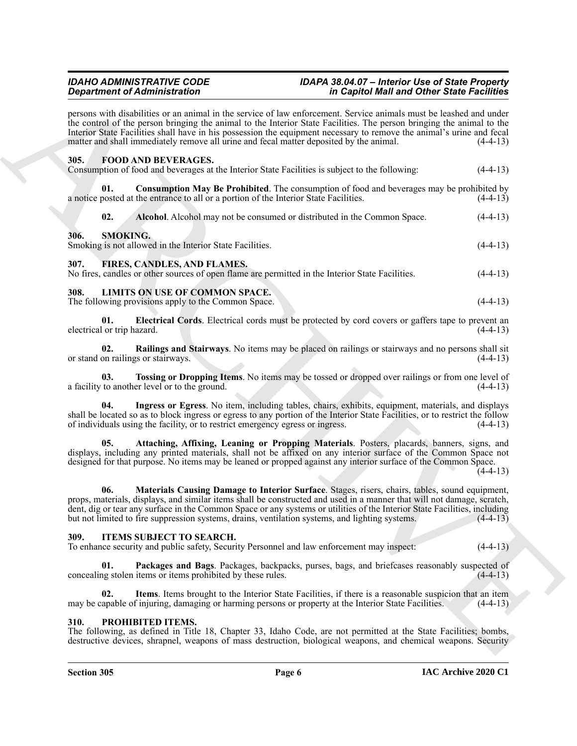persons with disabilities or an animal in the service of law enforcement. Service animals must be leashed and under the control of the person bringing the animal to the Interior State Facilities. The person bringing the animal to the Interior State Facilities shall have in his possession the equipment necessary to remove the animal's urine and fecal matter and shall immediately remove all urine and fecal matter deposited by the animal. (4-4-13)

### 305. FOOD AND BEVERAGES.

Consumption of food and beverages at the Interior State Facilities is subject to the following: (4-4-13)

**01. Consumption May Be Prohibited**. The consumption of food and beverages may be prohibited by a notice posted at the entrance to all or a portion of the Interior State Facilities. (4-4-13)

**02. Alcohol**. Alcohol may not be consumed or distributed in the Common Space. (4-4-13)

### 306. SMOKING.

Smoking is not allowed in the Interior State Facilities. (4-4-13)

### 307. FIRES, CANDLES, AND FLAMES.

No fires, candles or other sources of open flame are permitted in the Interior State Facilities. (4-4-13)

### 308. LIMITS ON USE OF COMMON SPACE.

The following provisions apply to the Common Space. (4-4-13)

**01. Electrical Cords**. Electrical cords must be protected by cord covers or gaffers tape to prevent an electrical or trip hazard. (4-4-13)

**02. Railings and Stairways**. No items may be placed on railings or stairways and no persons shall sit or stand on railings or stairways. (4-4-13)

**03. Tossing or Dropping Items**. No items may be tossed or dropped over railings or from one level of a facility to another level or to the ground. (4-4-13)

**04. Ingress or Egress**. No item, including tables, chairs, exhibits, equipment, materials, and displays shall be located so as to block ingress or egress to any portion of the Interior State Facilities, or to restrict the follow of individuals using the facility, or to restrict emergency egress or ingress. (4-4-13)

**05. Attaching, Affixing, Leaning or Propping Materials**. Posters, placards, banners, signs, and displays, including any printed materials, shall not be affixed on any interior surface of the Common Space not designed for that purpose. No items may be leaned or propped against any interior surface of the Common Space. (4-4-13)

**06. Materials Causing Damage to Interior Surface**. Stages, risers, chairs, tables, sound equipment, props, materials, displays, and similar items shall be constructed and used in a manner that will not damage, scratch, dent, dig or tear any surface in the Common Space or any systems or utilities of the Interior State Facilities, including but not limited to fire suppression systems, drains, ventilation systems, and lighting systems. (4-4-13)

### 309. ITEMS SUBJECT TO SEARCH.

To enhance security and public safety, Security Personnel and law enforcement may inspect: (4-4-13)

**01. Packages and Bags**. Packages, backpacks, purses, bags, and briefcases reasonably suspected of concealing stolen items or items prohibited by these rules. (4-4-13)

**02. Items**. Items brought to the Interior State Facilities, if there is a reasonable suspicion that an item may be capable of injuring, damaging or harming persons or property at the Interior State Facilities. (4-4-13)

### 310. PROHIBITED ITEMS.

The following, as defined in Title 18, Chapter 33, Idaho Code, are not permitted at the State Facilities; bombs, destructive devices, shrapnel, weapons of mass destruction, biological weapons, and chemical weapons. Security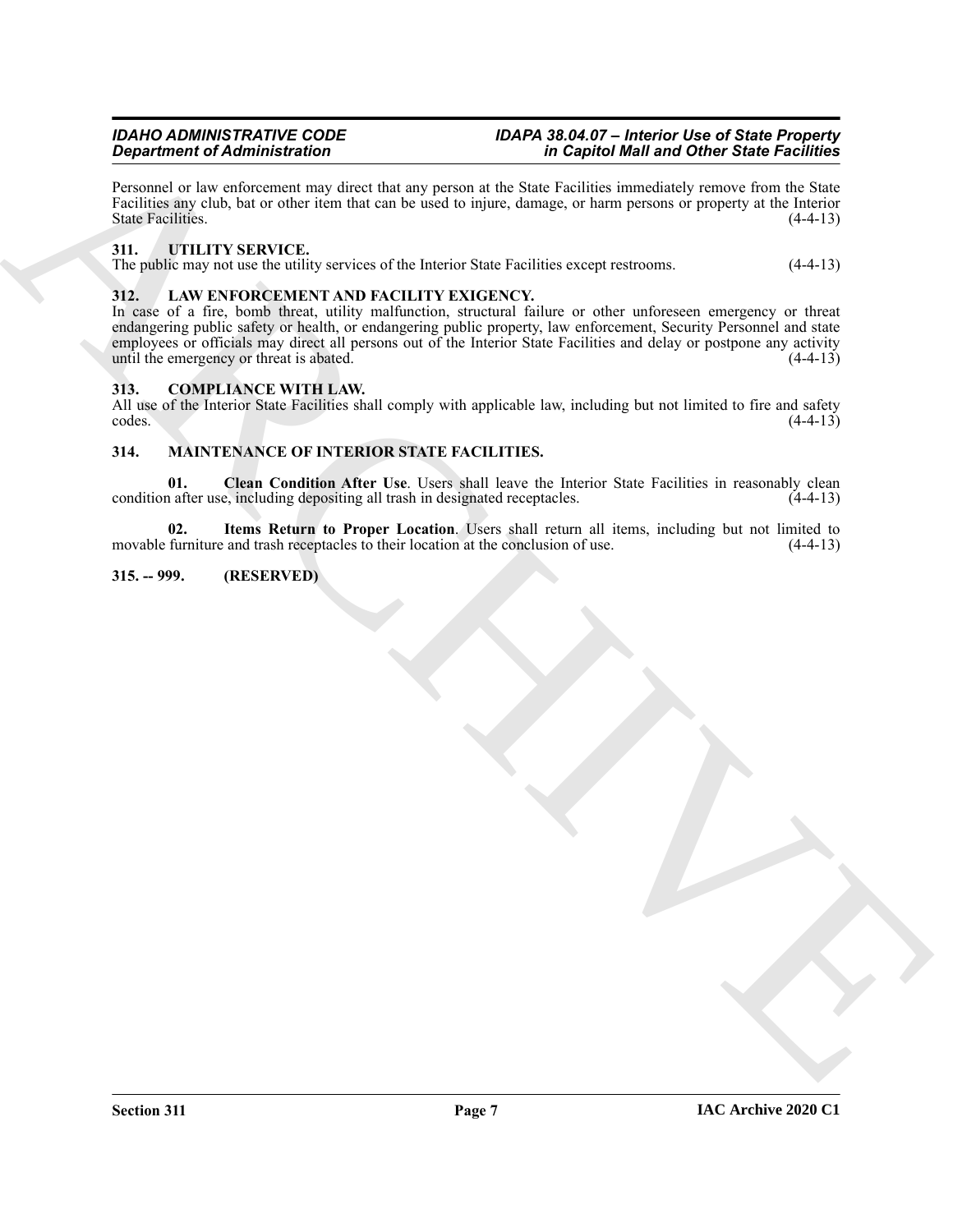Personnel or law enforcement may direct that any person at the State Facilities immediately remove from the State Facilities any club, bat or other item that can be used to injure, damage, or harm persons or property at the Interior State Facilities. (4-4-13)

## 311. UTILITY SERVICE.

The public may not use the utility services of the Interior State Facilities except restrooms. (4-4-13)

## 312. LAW ENFORCEMENT AND FACILITY EXIGENCY.

In case of a fire, bomb threat, utility malfunction, structural failure or other unforeseen emergency or threat endangering public safety or health, or endangering public property, law enforcement, Security Personnel and state employees or officials may direct all persons out of the Interior State Facilities and delay or postpone any activity until the emergency or threat is abated. (4-4-13)

## 313. COMPLIANCE WITH LAW.

All use of the Interior State Facilities shall comply with applicable law, including but not limited to fire and safety codes. (4-4-13)

## 314. MAINTENANCE OF INTERIOR STATE FACILITIES.

**01. Clean Condition After Use**. Users shall leave the Interior State Facilities in reasonably clean condition after use, including depositing all trash in designated receptacles. (4-4-13)

**02. Items Return to Proper Location**. Users shall return all items, including but not limited to movable furniture and trash receptacles to their location at the conclusion of use. (4-4-13)

## 315. -- 999. (RESERVED)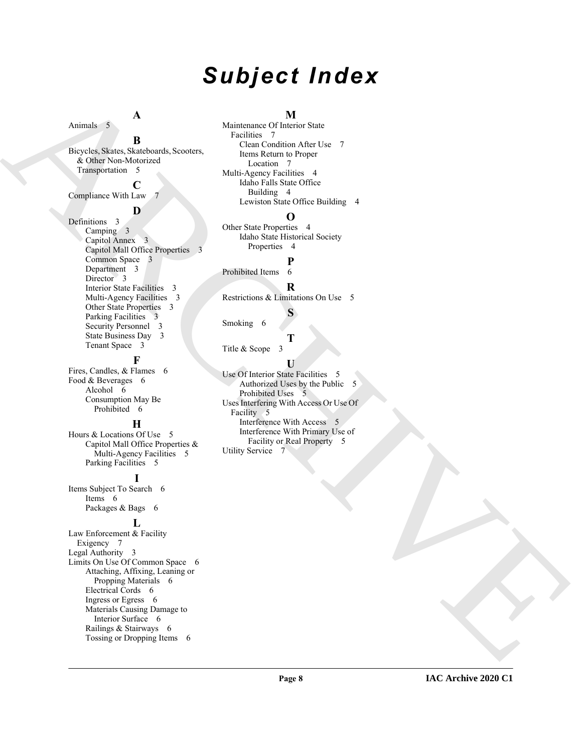# Subject Index

**A**

Animals 5

**B**

Bicycles, Skates, Skateboards, Scooters, & Other Non-Motorized Transportation 5

**C**

Compliance With Law 7

**D**

Definitions 3
- Camping 3
- Capitol Annex 3
- Capitol Mall Office Properties 3
- Common Space 3
- Department 3
- Director 3
- Interior State Facilities 3
- Multi-Agency Facilities 3
- Other State Properties 3
- Parking Facilities 3
- Security Personnel 3
- State Business Day 3
- Tenant Space 3

**F**

Fires, Candles, & Flames 6

Food & Beverages 6
- Alcohol 6
- Consumption May Be Prohibited 6

**H**

Hours & Locations Of Use 5
- Capitol Mall Office Properties & Multi-Agency Facilities 5
- Parking Facilities 5

**I**

Items Subject To Search 6
- Items 6
- Packages & Bags 6

**L**

Law Enforcement & Facility Exigency 7

Legal Authority 3

Limits On Use Of Common Space 6
- Attaching, Affixing, Leaning or Propping Materials 6
- Electrical Cords 6
- Ingress or Egress 6
- Materials Causing Damage to Interior Surface 6
- Railings & Stairways 6
- Tossing or Dropping Items 6

**M**

Maintenance Of Interior State Facilities 7
- Clean Condition After Use 7
- Items Return to Proper Location 7

Multi-Agency Facilities 4
- Idaho Falls State Office Building 4
- Lewiston State Office Building 4

**O**

Other State Properties 4
- Idaho State Historical Society Properties 4

**P**

Prohibited Items 6

**R**

Restrictions & Limitations On Use 5

**S**

Smoking 6

**T**

Title & Scope 3

**U**

Use Of Interior State Facilities 5
- Authorized Uses by the Public 5
- Prohibited Uses 5

Uses Interfering With Access Or Use Of Facility 5
- Interference With Access 5
- Interference With Primary Use of Facility or Real Property 5

Utility Service 7